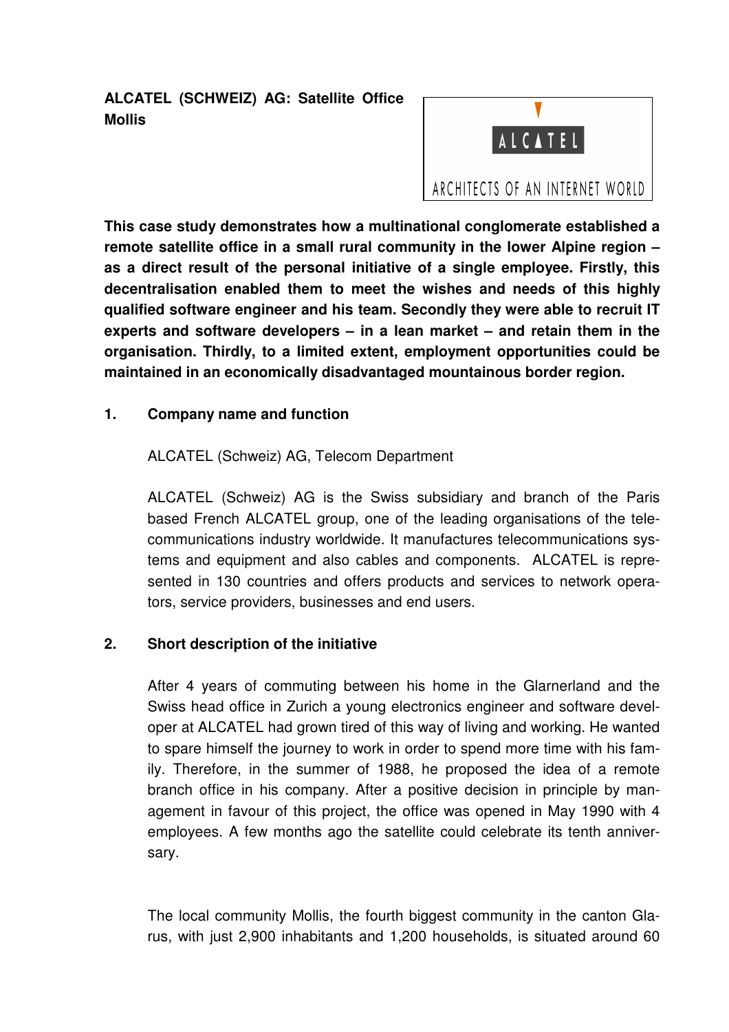**ALCATEL (SCHWEIZ) AG: Satellite Office Mollis**

ALCATEL

ARCHITECTS OF AN INTERNET WORLD

**This case study demonstrates how a multinational conglomerate established a remote satellite office in a small rural community in the lower Alpine region – as a direct result of the personal initiative of a single employee. Firstly, this decentralisation enabled them to meet the wishes and needs of this highly qualified software engineer and his team. Secondly they were able to recruit IT experts and software developers – in a lean market – and retain them in the organisation. Thirdly, to a limited extent, employment opportunities could be maintained in an economically disadvantaged mountainous border region.**

## 1. Company name and function

ALCATEL (Schweiz) AG, Telecom Department

ALCATEL (Schweiz) AG is the Swiss subsidiary and branch of the Paris based French ALCATEL group, one of the leading organisations of the telecommunications industry worldwide. It manufactures telecommunications systems and equipment and also cables and components. ALCATEL is represented in 130 countries and offers products and services to network operators, service providers, businesses and end users.

## 2. Short description of the initiative

After 4 years of commuting between his home in the Glarnerland and the Swiss head office in Zurich a young electronics engineer and software developer at ALCATEL had grown tired of this way of living and working. He wanted to spare himself the journey to work in order to spend more time with his family. Therefore, in the summer of 1988, he proposed the idea of a remote branch office in his company. After a positive decision in principle by management in favour of this project, the office was opened in May 1990 with 4 employees. A few months ago the satellite could celebrate its tenth anniversary.

The local community Mollis, the fourth biggest community in the canton Glarus, with just 2,900 inhabitants and 1,200 households, is situated around 60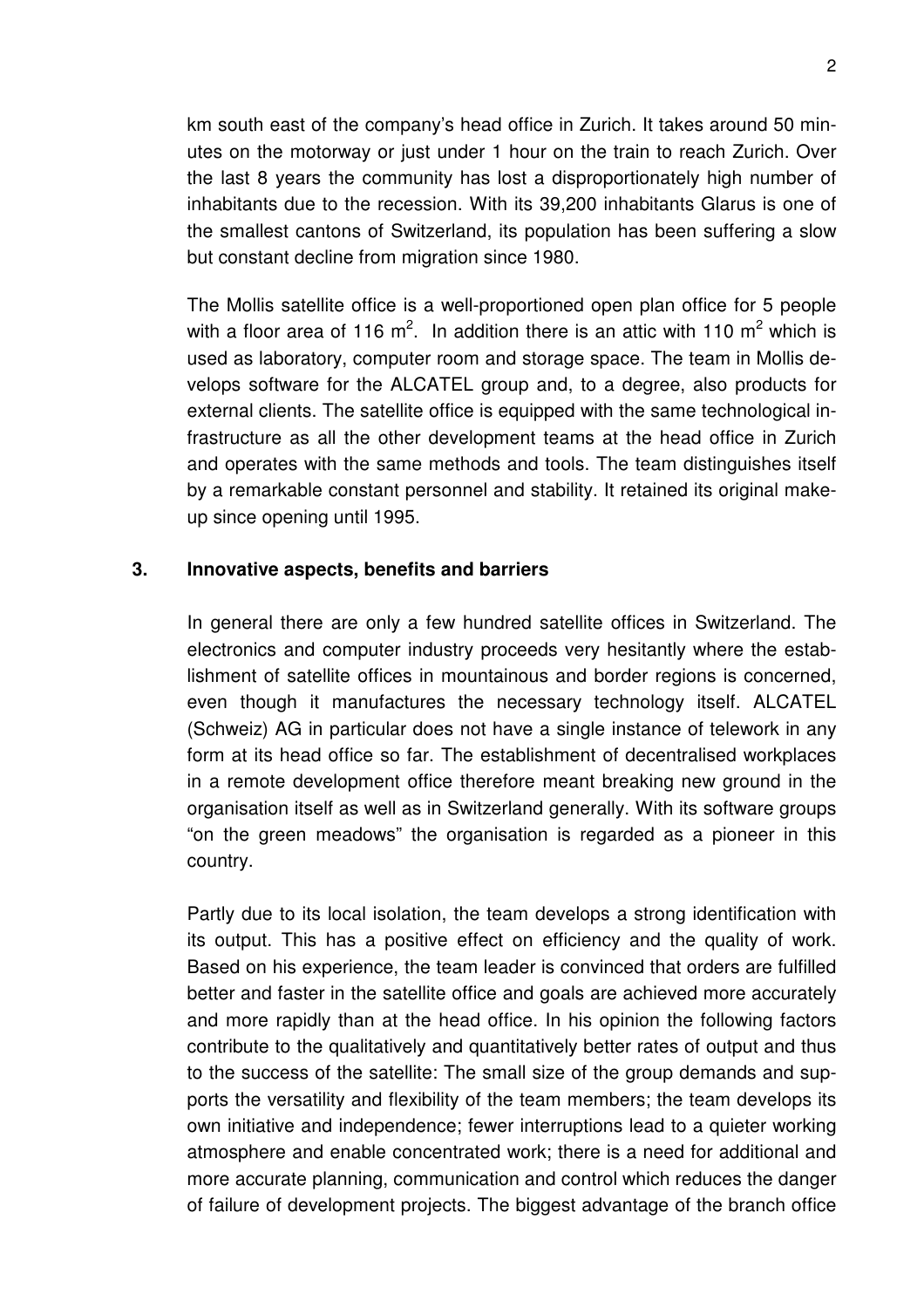km south east of the company's head office in Zurich. It takes around 50 minutes on the motorway or just under 1 hour on the train to reach Zurich. Over the last 8 years the community has lost a disproportionately high number of inhabitants due to the recession. With its 39,200 inhabitants Glarus is one of the smallest cantons of Switzerland, its population has been suffering a slow but constant decline from migration since 1980.

The Mollis satellite office is a well-proportioned open plan office for 5 people with a floor area of 116 $m^2$. In addition there is an attic with 110 $m^2$ which is used as laboratory, computer room and storage space. The team in Mollis develops software for the ALCATEL group and, to a degree, also products for external clients. The satellite office is equipped with the same technological infrastructure as all the other development teams at the head office in Zurich and operates with the same methods and tools. The team distinguishes itself by a remarkable constant personnel and stability. It retained its original make-up since opening until 1995.

## 3. Innovative aspects, benefits and barriers

In general there are only a few hundred satellite offices in Switzerland. The electronics and computer industry proceeds very hesitantly where the establishment of satellite offices in mountainous and border regions is concerned, even though it manufactures the necessary technology itself. ALCATEL (Schweiz) AG in particular does not have a single instance of telework in any form at its head office so far. The establishment of decentralised workplaces in a remote development office therefore meant breaking new ground in the organisation itself as well as in Switzerland generally. With its software groups "on the green meadows" the organisation is regarded as a pioneer in this country.

Partly due to its local isolation, the team develops a strong identification with its output. This has a positive effect on efficiency and the quality of work. Based on his experience, the team leader is convinced that orders are fulfilled better and faster in the satellite office and goals are achieved more accurately and more rapidly than at the head office. In his opinion the following factors contribute to the qualitatively and quantitatively better rates of output and thus to the success of the satellite: The small size of the group demands and supports the versatility and flexibility of the team members; the team develops its own initiative and independence; fewer interruptions lead to a quieter working atmosphere and enable concentrated work; there is a need for additional and more accurate planning, communication and control which reduces the danger of failure of development projects. The biggest advantage of the branch office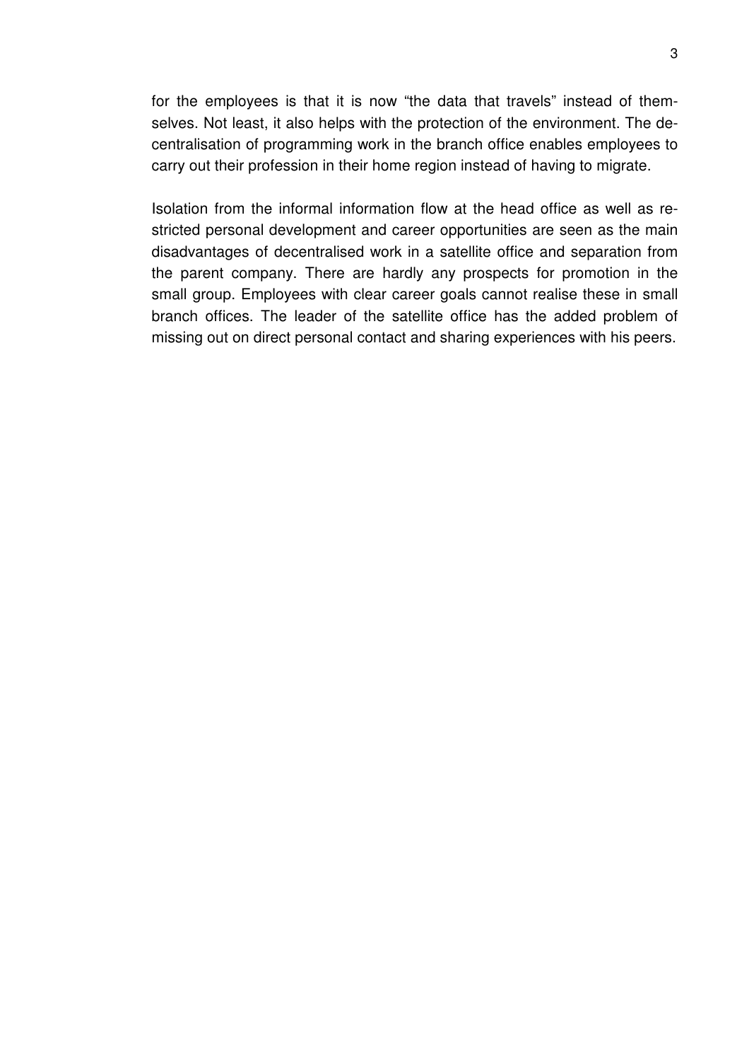for the employees is that it is now “the data that travels” instead of themselves. Not least, it also helps with the protection of the environment. The decentralisation of programming work in the branch office enables employees to carry out their profession in their home region instead of having to migrate.

Isolation from the informal information flow at the head office as well as restricted personal development and career opportunities are seen as the main disadvantages of decentralised work in a satellite office and separation from the parent company. There are hardly any prospects for promotion in the small group. Employees with clear career goals cannot realise these in small branch offices. The leader of the satellite office has the added problem of missing out on direct personal contact and sharing experiences with his peers.